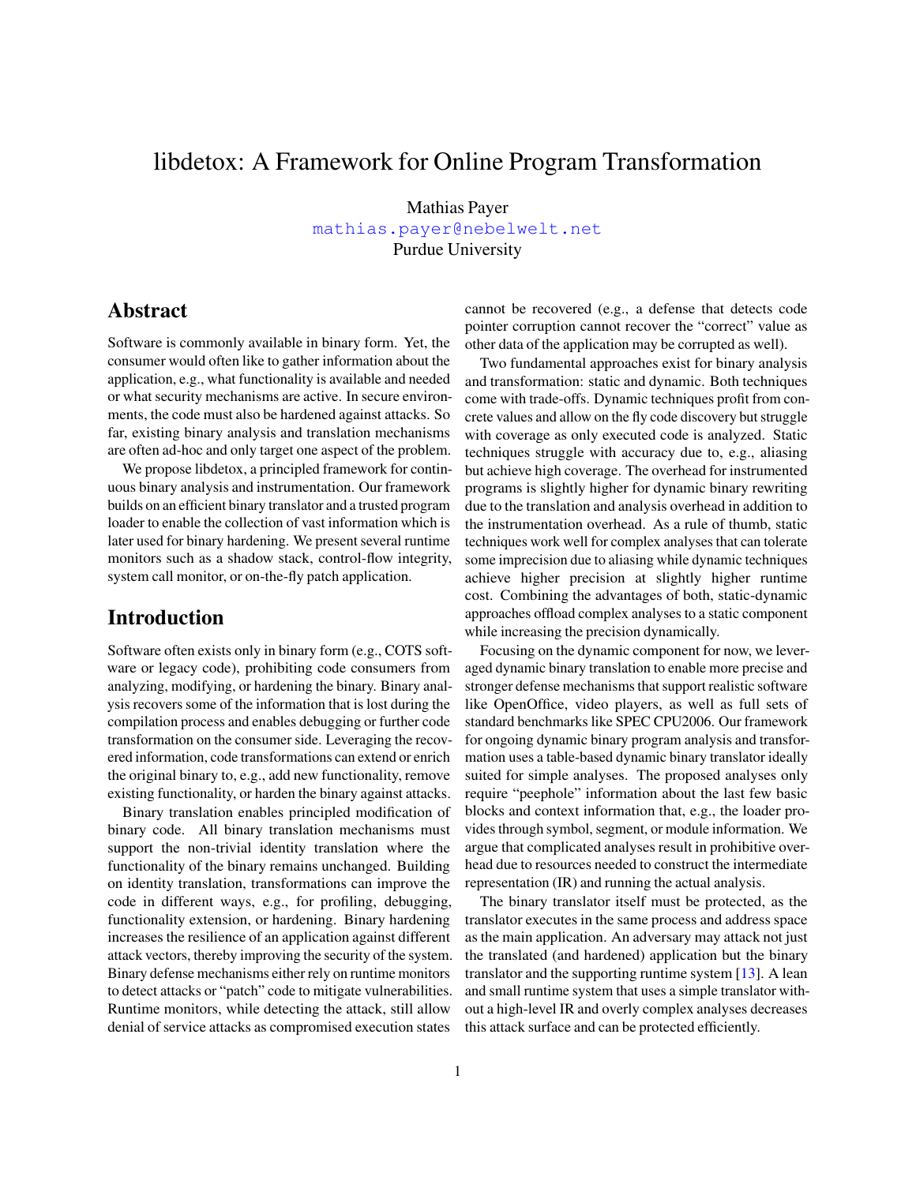# libdetox: A Framework for Online Program Transformation

Mathias Payer
mathias.payer@nebelwelt.net
Purdue University

## Abstract

Software is commonly available in binary form. Yet, the consumer would often like to gather information about the application, e.g., what functionality is available and needed or what security mechanisms are active. In secure environments, the code must also be hardened against attacks. So far, existing binary analysis and translation mechanisms are often ad-hoc and only target one aspect of the problem.

We propose libdetox, a principled framework for continuous binary analysis and instrumentation. Our framework builds on an efficient binary translator and a trusted program loader to enable the collection of vast information which is later used for binary hardening. We present several runtime monitors such as a shadow stack, control-flow integrity, system call monitor, or on-the-fly patch application.

## Introduction

Software often exists only in binary form (e.g., COTS software or legacy code), prohibiting code consumers from analyzing, modifying, or hardening the binary. Binary analysis recovers some of the information that is lost during the compilation process and enables debugging or further code transformation on the consumer side. Leveraging the recovered information, code transformations can extend or enrich the original binary to, e.g., add new functionality, remove existing functionality, or harden the binary against attacks.

Binary translation enables principled modification of binary code. All binary translation mechanisms must support the non-trivial identity translation where the functionality of the binary remains unchanged. Building on identity translation, transformations can improve the code in different ways, e.g., for profiling, debugging, functionality extension, or hardening. Binary hardening increases the resilience of an application against different attack vectors, thereby improving the security of the system. Binary defense mechanisms either rely on runtime monitors to detect attacks or "patch" code to mitigate vulnerabilities. Runtime monitors, while detecting the attack, still allow denial of service attacks as compromised execution states cannot be recovered (e.g., a defense that detects code pointer corruption cannot recover the "correct" value as other data of the application may be corrupted as well).

Two fundamental approaches exist for binary analysis and transformation: static and dynamic. Both techniques come with trade-offs. Dynamic techniques profit from concrete values and allow on the fly code discovery but struggle with coverage as only executed code is analyzed. Static techniques struggle with accuracy due to, e.g., aliasing but achieve high coverage. The overhead for instrumented programs is slightly higher for dynamic binary rewriting due to the translation and analysis overhead in addition to the instrumentation overhead. As a rule of thumb, static techniques work well for complex analyses that can tolerate some imprecision due to aliasing while dynamic techniques achieve higher precision at slightly higher runtime cost. Combining the advantages of both, static-dynamic approaches offload complex analyses to a static component while increasing the precision dynamically.

Focusing on the dynamic component for now, we leveraged dynamic binary translation to enable more precise and stronger defense mechanisms that support realistic software like OpenOffice, video players, as well as full sets of standard benchmarks like SPEC CPU2006. Our framework for ongoing dynamic binary program analysis and transformation uses a table-based dynamic binary translator ideally suited for simple analyses. The proposed analyses only require "peephole" information about the last few basic blocks and context information that, e.g., the loader provides through symbol, segment, or module information. We argue that complicated analyses result in prohibitive overhead due to resources needed to construct the intermediate representation (IR) and running the actual analysis.

The binary translator itself must be protected, as the translator executes in the same process and address space as the main application. An adversary may attack not just the translated (and hardened) application but the binary translator and the supporting runtime system [13]. A lean and small runtime system that uses a simple translator without a high-level IR and overly complex analyses decreases this attack surface and can be protected efficiently.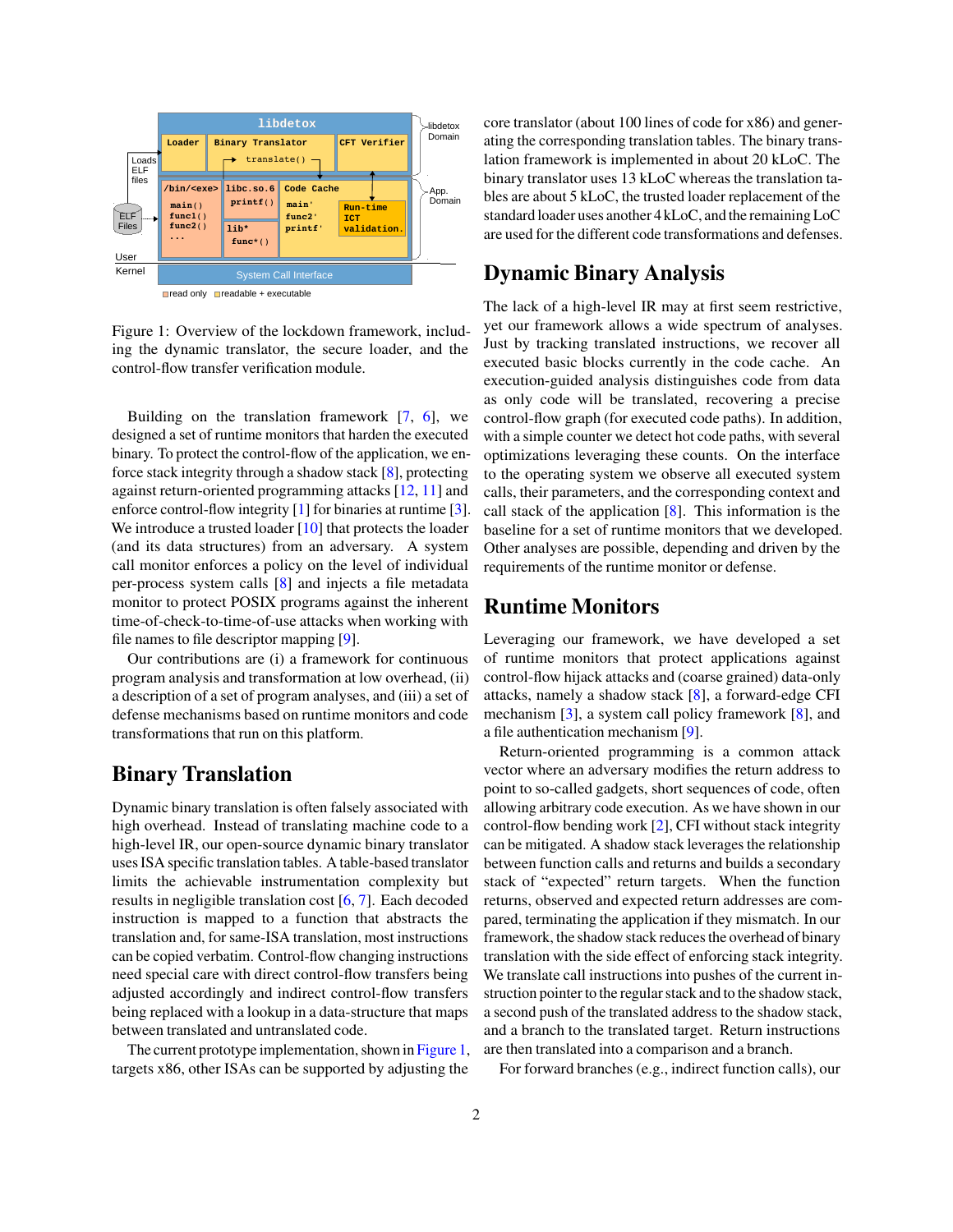Figure 1: Overview of the lockdown framework, including the dynamic translator, the secure loader, and the control-flow transfer verification module.

Building on the translation framework [7, 6], we designed a set of runtime monitors that harden the executed binary. To protect the control-flow of the application, we enforce stack integrity through a shadow stack [8], protecting against return-oriented programming attacks [12, 11] and enforce control-flow integrity [1] for binaries at runtime [3]. We introduce a trusted loader [10] that protects the loader (and its data structures) from an adversary. A system call monitor enforces a policy on the level of individual per-process system calls [8] and injects a file metadata monitor to protect POSIX programs against the inherent time-of-check-to-time-of-use attacks when working with file names to file descriptor mapping [9].

Our contributions are (i) a framework for continuous program analysis and transformation at low overhead, (ii) a description of a set of program analyses, and (iii) a set of defense mechanisms based on runtime monitors and code transformations that run on this platform.

## Binary Translation

Dynamic binary translation is often falsely associated with high overhead. Instead of translating machine code to a high-level IR, our open-source dynamic binary translator uses ISA specific translation tables. A table-based translator limits the achievable instrumentation complexity but results in negligible translation cost [6, 7]. Each decoded instruction is mapped to a function that abstracts the translation and, for same-ISA translation, most instructions can be copied verbatim. Control-flow changing instructions need special care with direct control-flow transfers being adjusted accordingly and indirect control-flow transfers being replaced with a lookup in a data-structure that maps between translated and untranslated code.

The current prototype implementation, shown in Figure 1, targets x86, other ISAs can be supported by adjusting the core translator (about 100 lines of code for x86) and generating the corresponding translation tables. The binary translation framework is implemented in about 20 kLoC. The binary translator uses 13 kLoC whereas the translation tables are about 5 kLoC, the trusted loader replacement of the standard loader uses another 4 kLoC, and the remaining LoC are used for the different code transformations and defenses.

## Dynamic Binary Analysis

The lack of a high-level IR may at first seem restrictive, yet our framework allows a wide spectrum of analyses. Just by tracking translated instructions, we recover all executed basic blocks currently in the code cache. An execution-guided analysis distinguishes code from data as only code will be translated, recovering a precise control-flow graph (for executed code paths). In addition, with a simple counter we detect hot code paths, with several optimizations leveraging these counts. On the interface to the operating system we observe all executed system calls, their parameters, and the corresponding context and call stack of the application [8]. This information is the baseline for a set of runtime monitors that we developed. Other analyses are possible, depending and driven by the requirements of the runtime monitor or defense.

## Runtime Monitors

Leveraging our framework, we have developed a set of runtime monitors that protect applications against control-flow hijack attacks and (coarse grained) data-only attacks, namely a shadow stack [8], a forward-edge CFI mechanism [3], a system call policy framework [8], and a file authentication mechanism [9].

Return-oriented programming is a common attack vector where an adversary modifies the return address to point to so-called gadgets, short sequences of code, often allowing arbitrary code execution. As we have shown in our control-flow bending work [2], CFI without stack integrity can be mitigated. A shadow stack leverages the relationship between function calls and returns and builds a secondary stack of "expected" return targets. When the function returns, observed and expected return addresses are compared, terminating the application if they mismatch. In our framework, the shadow stack reduces the overhead of binary translation with the side effect of enforcing stack integrity. We translate call instructions into pushes of the current instruction pointer to the regular stack and to the shadow stack, a second push of the translated address to the shadow stack, and a branch to the translated target. Return instructions are then translated into a comparison and a branch.

For forward branches (e.g., indirect function calls), our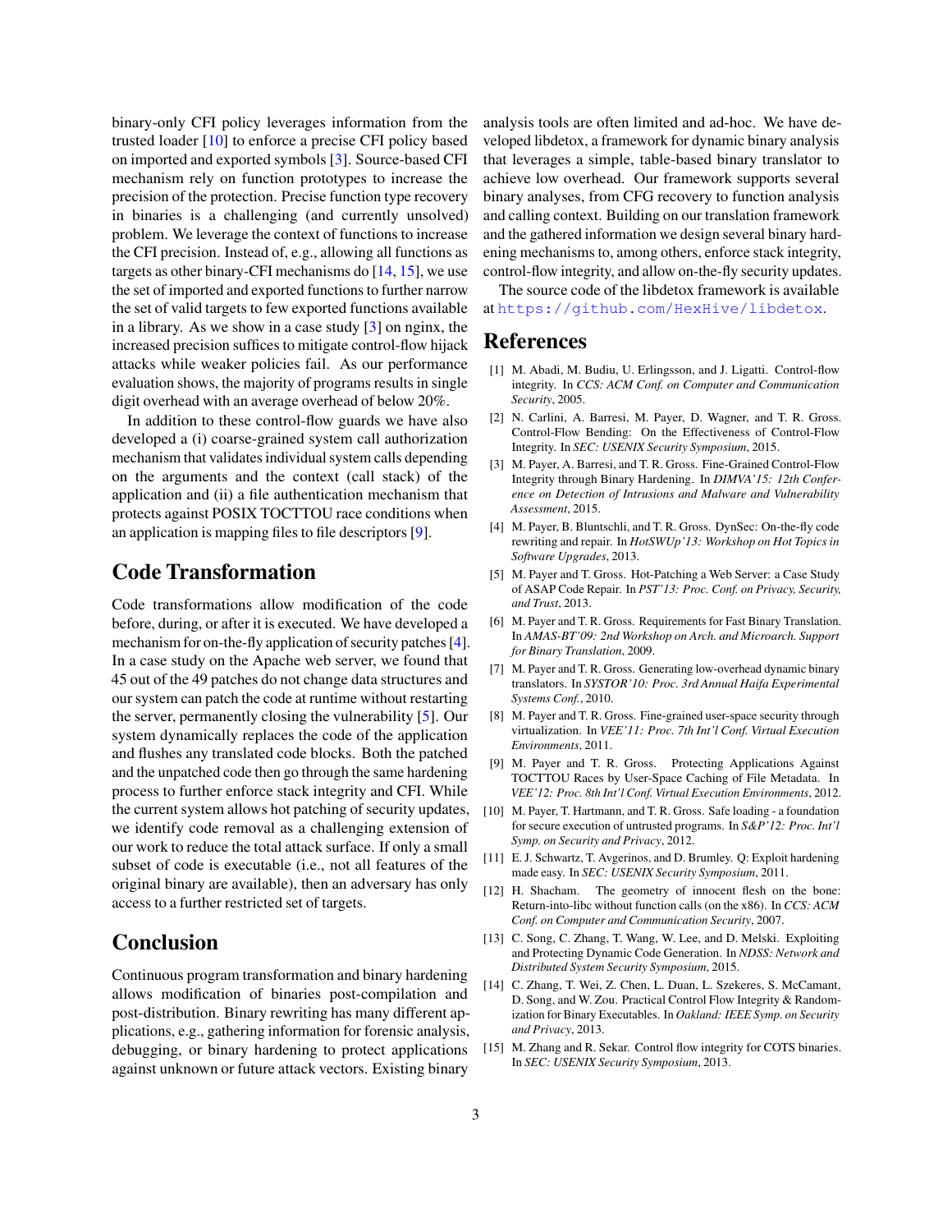binary-only CFI policy leverages information from the trusted loader [10] to enforce a precise CFI policy based on imported and exported symbols [3]. Source-based CFI mechanism rely on function prototypes to increase the precision of the protection. Precise function type recovery in binaries is a challenging (and currently unsolved) problem. We leverage the context of functions to increase the CFI precision. Instead of, e.g., allowing all functions as targets as other binary-CFI mechanisms do [14, 15], we use the set of imported and exported functions to further narrow the set of valid targets to few exported functions available in a library. As we show in a case study [3] on nginx, the increased precision suffices to mitigate control-flow hijack attacks while weaker policies fail. As our performance evaluation shows, the majority of programs results in single digit overhead with an average overhead of below 20%.

In addition to these control-flow guards we have also developed a (i) coarse-grained system call authorization mechanism that validates individual system calls depending on the arguments and the context (call stack) of the application and (ii) a file authentication mechanism that protects against POSIX TOCTTOU race conditions when an application is mapping files to file descriptors [9].

## Code Transformation

Code transformations allow modification of the code before, during, or after it is executed. We have developed a mechanism for on-the-fly application of security patches [4]. In a case study on the Apache web server, we found that 45 out of the 49 patches do not change data structures and our system can patch the code at runtime without restarting the server, permanently closing the vulnerability [5]. Our system dynamically replaces the code of the application and flushes any translated code blocks. Both the patched and the unpatched code then go through the same hardening process to further enforce stack integrity and CFI. While the current system allows hot patching of security updates, we identify code removal as a challenging extension of our work to reduce the total attack surface. If only a small subset of code is executable (i.e., not all features of the original binary are available), then an adversary has only access to a further restricted set of targets.

## Conclusion

Continuous program transformation and binary hardening allows modification of binaries post-compilation and post-distribution. Binary rewriting has many different applications, e.g., gathering information for forensic analysis, debugging, or binary hardening to protect applications against unknown or future attack vectors. Existing binary analysis tools are often limited and ad-hoc. We have developed libdetox, a framework for dynamic binary analysis that leverages a simple, table-based binary translator to achieve low overhead. Our framework supports several binary analyses, from CFG recovery to function analysis and calling context. Building on our translation framework and the gathered information we design several binary hardening mechanisms to, among others, enforce stack integrity, control-flow integrity, and allow on-the-fly security updates.

The source code of the libdetox framework is available at https://github.com/HexHive/libdetox.

## References

[1] M. Abadi, M. Budiu, U. Erlingsson, and J. Ligatti. Control-flow integrity. In *CCS: ACM Conf. on Computer and Communication Security*, 2005.

[2] N. Carlini, A. Barresi, M. Payer, D. Wagner, and T. R. Gross. Control-Flow Bending: On the Effectiveness of Control-Flow Integrity. In *SEC: USENIX Security Symposium*, 2015.

[3] M. Payer, A. Barresi, and T. R. Gross. Fine-Grained Control-Flow Integrity through Binary Hardening. In *DIMVA'15: 12th Conference on Detection of Intrusions and Malware and Vulnerability Assessment*, 2015.

[4] M. Payer, B. Bluntschli, and T. R. Gross. DynSec: On-the-fly code rewriting and repair. In *HotSWUp'13: Workshop on Hot Topics in Software Upgrades*, 2013.

[5] M. Payer and T. Gross. Hot-Patching a Web Server: a Case Study of ASAP Code Repair. In *PST'13: Proc. Conf. on Privacy, Security, and Trust*, 2013.

[6] M. Payer and T. R. Gross. Requirements for Fast Binary Translation. In *AMAS-BT'09: 2nd Workshop on Arch. and Microarch. Support for Binary Translation*, 2009.

[7] M. Payer and T. R. Gross. Generating low-overhead dynamic binary translators. In *SYSTOR'10: Proc. 3rd Annual Haifa Experimental Systems Conf.*, 2010.

[8] M. Payer and T. R. Gross. Fine-grained user-space security through virtualization. In *VEE'11: Proc. 7th Int'l Conf. Virtual Execution Environments*, 2011.

[9] M. Payer and T. R. Gross. Protecting Applications Against TOCTTOU Races by User-Space Caching of File Metadata. In *VEE'12: Proc. 8th Int'l Conf. Virtual Execution Environments*, 2012.

[10] M. Payer, T. Hartmann, and T. R. Gross. Safe loading - a foundation for secure execution of untrusted programs. In *S&P'12: Proc. Int'l Symp. on Security and Privacy*, 2012.

[11] E. J. Schwartz, T. Avgerinos, and D. Brumley. Q: Exploit hardening made easy. In *SEC: USENIX Security Symposium*, 2011.

[12] H. Shacham. The geometry of innocent flesh on the bone: Return-into-libc without function calls (on the x86). In *CCS: ACM Conf. on Computer and Communication Security*, 2007.

[13] C. Song, C. Zhang, T. Wang, W. Lee, and D. Melski. Exploiting and Protecting Dynamic Code Generation. In *NDSS: Network and Distributed System Security Symposium*, 2015.

[14] C. Zhang, T. Wei, Z. Chen, L. Duan, L. Szekeres, S. McCamant, D. Song, and W. Zou. Practical Control Flow Integrity & Randomization for Binary Executables. In *Oakland: IEEE Symp. on Security and Privacy*, 2013.

[15] M. Zhang and R. Sekar. Control flow integrity for COTS binaries. In *SEC: USENIX Security Symposium*, 2013.